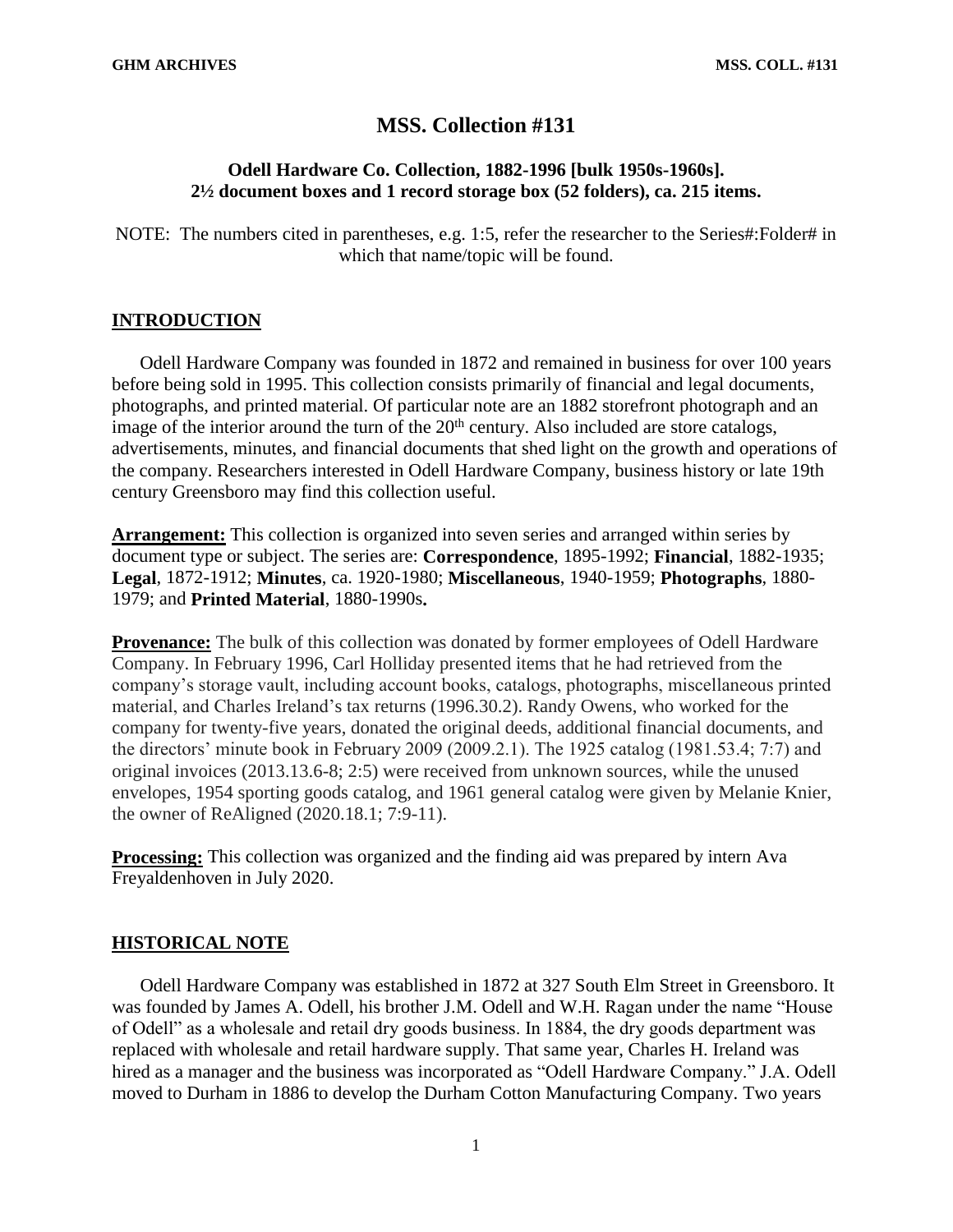# MSS. Collection #131

### Odell Hardware Co. Collection, 1882-1996 [bulk 1950s-1960s].
### 2½ document boxes and 1 record storage box (52 folders), ca. 215 items.

NOTE: The numbers cited in parentheses, e.g. 1:5, refer the researcher to the Series#:Folder# in which that name/topic will be found.

## INTRODUCTION

Odell Hardware Company was founded in 1872 and remained in business for over 100 years before being sold in 1995. This collection consists primarily of financial and legal documents, photographs, and printed material. Of particular note are an 1882 storefront photograph and an image of the interior around the turn of the 20th century. Also included are store catalogs, advertisements, minutes, and financial documents that shed light on the growth and operations of the company. Researchers interested in Odell Hardware Company, business history or late 19th century Greensboro may find this collection useful.

**Arrangement:** This collection is organized into seven series and arranged within series by document type or subject. The series are: **Correspondence**, 1895-1992; **Financial**, 1882-1935; **Legal**, 1872-1912; **Minutes**, ca. 1920-1980; **Miscellaneous**, 1940-1959; **Photographs**, 1880-1979; and **Printed Material**, 1880-1990s**.**

**Provenance:** The bulk of this collection was donated by former employees of Odell Hardware Company. In February 1996, Carl Holliday presented items that he had retrieved from the company's storage vault, including account books, catalogs, photographs, miscellaneous printed material, and Charles Ireland's tax returns (1996.30.2). Randy Owens, who worked for the company for twenty-five years, donated the original deeds, additional financial documents, and the directors' minute book in February 2009 (2009.2.1). The 1925 catalog (1981.53.4; 7:7) and original invoices (2013.13.6-8; 2:5) were received from unknown sources, while the unused envelopes, 1954 sporting goods catalog, and 1961 general catalog were given by Melanie Knier, the owner of ReAligned (2020.18.1; 7:9-11).

**Processing:** This collection was organized and the finding aid was prepared by intern Ava Freyaldenhoven in July 2020.

## HISTORICAL NOTE

Odell Hardware Company was established in 1872 at 327 South Elm Street in Greensboro. It was founded by James A. Odell, his brother J.M. Odell and W.H. Ragan under the name "House of Odell" as a wholesale and retail dry goods business. In 1884, the dry goods department was replaced with wholesale and retail hardware supply. That same year, Charles H. Ireland was hired as a manager and the business was incorporated as "Odell Hardware Company." J.A. Odell moved to Durham in 1886 to develop the Durham Cotton Manufacturing Company. Two years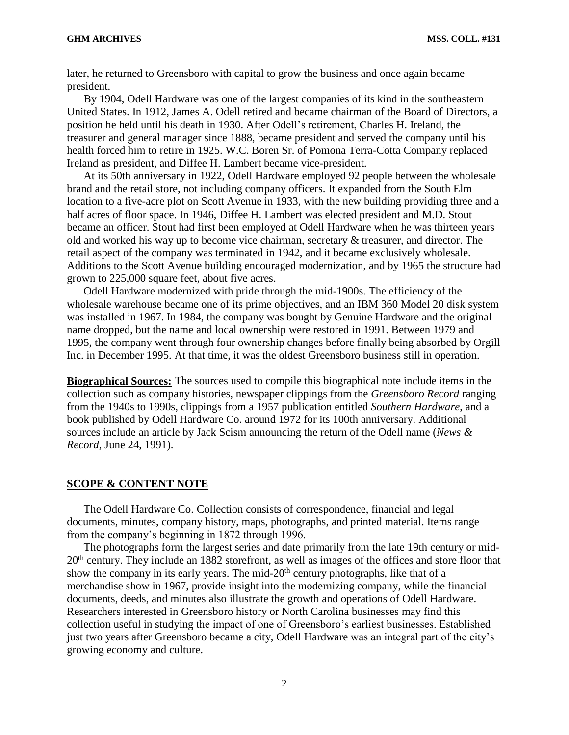later, he returned to Greensboro with capital to grow the business and once again became president.

By 1904, Odell Hardware was one of the largest companies of its kind in the southeastern United States. In 1912, James A. Odell retired and became chairman of the Board of Directors, a position he held until his death in 1930. After Odell's retirement, Charles H. Ireland, the treasurer and general manager since 1888, became president and served the company until his health forced him to retire in 1925. W.C. Boren Sr. of Pomona Terra-Cotta Company replaced Ireland as president, and Diffee H. Lambert became vice-president.

At its 50th anniversary in 1922, Odell Hardware employed 92 people between the wholesale brand and the retail store, not including company officers. It expanded from the South Elm location to a five-acre plot on Scott Avenue in 1933, with the new building providing three and a half acres of floor space. In 1946, Diffee H. Lambert was elected president and M.D. Stout became an officer. Stout had first been employed at Odell Hardware when he was thirteen years old and worked his way up to become vice chairman, secretary & treasurer, and director. The retail aspect of the company was terminated in 1942, and it became exclusively wholesale. Additions to the Scott Avenue building encouraged modernization, and by 1965 the structure had grown to 225,000 square feet, about five acres.

Odell Hardware modernized with pride through the mid-1900s. The efficiency of the wholesale warehouse became one of its prime objectives, and an IBM 360 Model 20 disk system was installed in 1967. In 1984, the company was bought by Genuine Hardware and the original name dropped, but the name and local ownership were restored in 1991. Between 1979 and 1995, the company went through four ownership changes before finally being absorbed by Orgill Inc. in December 1995. At that time, it was the oldest Greensboro business still in operation.

**Biographical Sources:** The sources used to compile this biographical note include items in the collection such as company histories, newspaper clippings from the *Greensboro Record* ranging from the 1940s to 1990s, clippings from a 1957 publication entitled *Southern Hardware*, and a book published by Odell Hardware Co. around 1972 for its 100th anniversary. Additional sources include an article by Jack Scism announcing the return of the Odell name (*News & Record*, June 24, 1991).

## SCOPE & CONTENT NOTE

The Odell Hardware Co. Collection consists of correspondence, financial and legal documents, minutes, company history, maps, photographs, and printed material. Items range from the company's beginning in 1872 through 1996.

The photographs form the largest series and date primarily from the late 19th century or mid-20th century. They include an 1882 storefront, as well as images of the offices and store floor that show the company in its early years. The mid-20th century photographs, like that of a merchandise show in 1967, provide insight into the modernizing company, while the financial documents, deeds, and minutes also illustrate the growth and operations of Odell Hardware. Researchers interested in Greensboro history or North Carolina businesses may find this collection useful in studying the impact of one of Greensboro's earliest businesses. Established just two years after Greensboro became a city, Odell Hardware was an integral part of the city's growing economy and culture.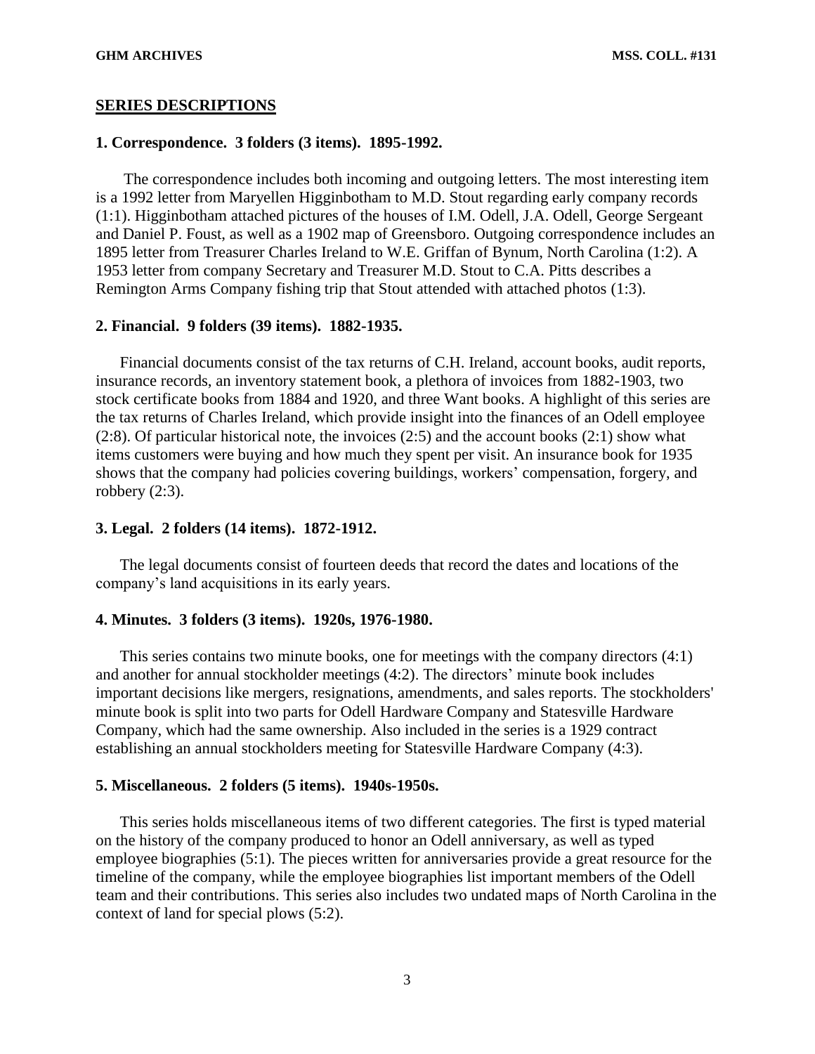## SERIES DESCRIPTIONS

### 1. Correspondence. 3 folders (3 items). 1895-1992.

The correspondence includes both incoming and outgoing letters. The most interesting item is a 1992 letter from Maryellen Higginbotham to M.D. Stout regarding early company records (1:1). Higginbotham attached pictures of the houses of I.M. Odell, J.A. Odell, George Sergeant and Daniel P. Foust, as well as a 1902 map of Greensboro. Outgoing correspondence includes an 1895 letter from Treasurer Charles Ireland to W.E. Griffan of Bynum, North Carolina (1:2). A 1953 letter from company Secretary and Treasurer M.D. Stout to C.A. Pitts describes a Remington Arms Company fishing trip that Stout attended with attached photos (1:3).

### 2. Financial. 9 folders (39 items). 1882-1935.

Financial documents consist of the tax returns of C.H. Ireland, account books, audit reports, insurance records, an inventory statement book, a plethora of invoices from 1882-1903, two stock certificate books from 1884 and 1920, and three Want books. A highlight of this series are the tax returns of Charles Ireland, which provide insight into the finances of an Odell employee (2:8). Of particular historical note, the invoices (2:5) and the account books (2:1) show what items customers were buying and how much they spent per visit. An insurance book for 1935 shows that the company had policies covering buildings, workers' compensation, forgery, and robbery (2:3).

### 3. Legal. 2 folders (14 items). 1872-1912.

The legal documents consist of fourteen deeds that record the dates and locations of the company's land acquisitions in its early years.

### 4. Minutes. 3 folders (3 items). 1920s, 1976-1980.

This series contains two minute books, one for meetings with the company directors (4:1) and another for annual stockholder meetings (4:2). The directors' minute book includes important decisions like mergers, resignations, amendments, and sales reports. The stockholders' minute book is split into two parts for Odell Hardware Company and Statesville Hardware Company, which had the same ownership. Also included in the series is a 1929 contract establishing an annual stockholders meeting for Statesville Hardware Company (4:3).

### 5. Miscellaneous. 2 folders (5 items). 1940s-1950s.

This series holds miscellaneous items of two different categories. The first is typed material on the history of the company produced to honor an Odell anniversary, as well as typed employee biographies (5:1). The pieces written for anniversaries provide a great resource for the timeline of the company, while the employee biographies list important members of the Odell team and their contributions. This series also includes two undated maps of North Carolina in the context of land for special plows (5:2).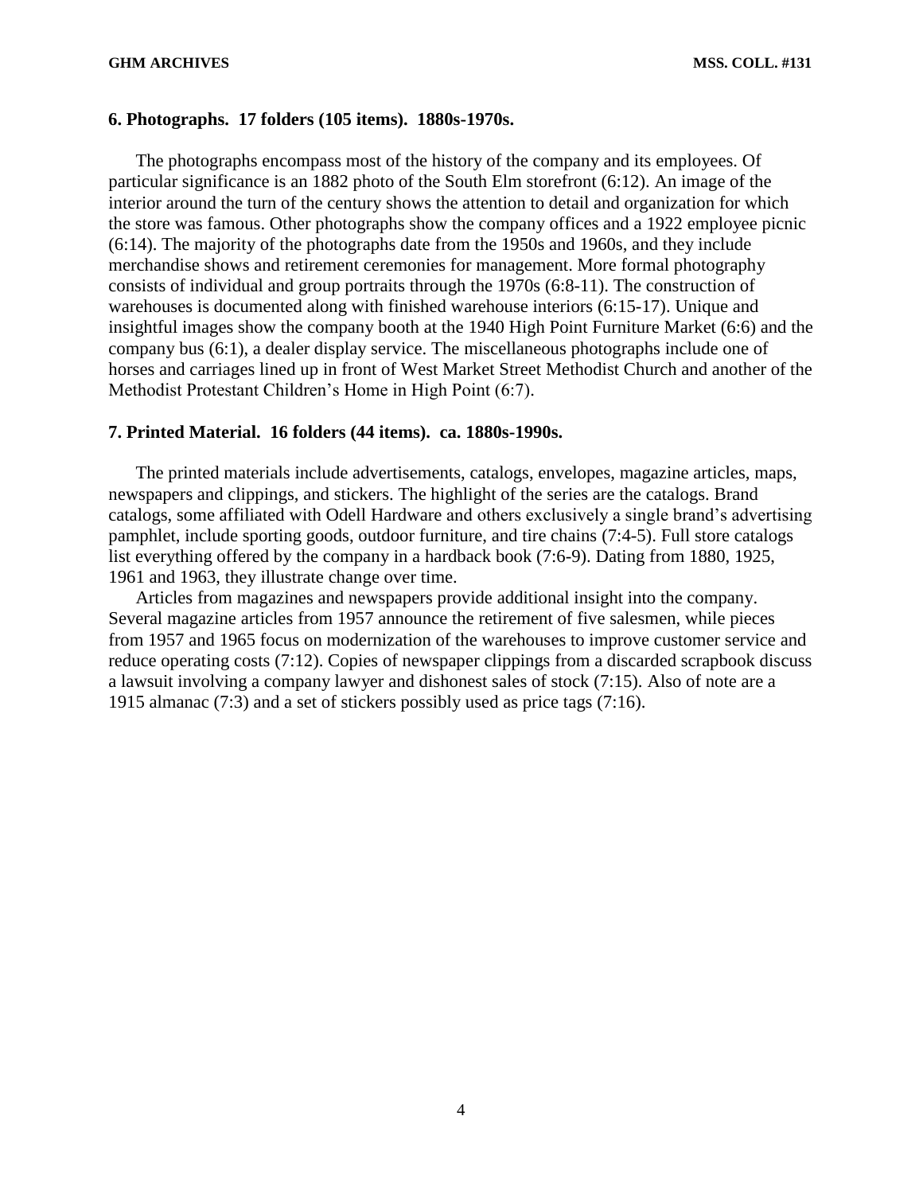**6. Photographs. 17 folders (105 items). 1880s-1970s.**

The photographs encompass most of the history of the company and its employees. Of particular significance is an 1882 photo of the South Elm storefront (6:12). An image of the interior around the turn of the century shows the attention to detail and organization for which the store was famous. Other photographs show the company offices and a 1922 employee picnic (6:14). The majority of the photographs date from the 1950s and 1960s, and they include merchandise shows and retirement ceremonies for management. More formal photography consists of individual and group portraits through the 1970s (6:8-11). The construction of warehouses is documented along with finished warehouse interiors (6:15-17). Unique and insightful images show the company booth at the 1940 High Point Furniture Market (6:6) and the company bus (6:1), a dealer display service. The miscellaneous photographs include one of horses and carriages lined up in front of West Market Street Methodist Church and another of the Methodist Protestant Children's Home in High Point (6:7).

**7. Printed Material. 16 folders (44 items). ca. 1880s-1990s.**

The printed materials include advertisements, catalogs, envelopes, magazine articles, maps, newspapers and clippings, and stickers. The highlight of the series are the catalogs. Brand catalogs, some affiliated with Odell Hardware and others exclusively a single brand's advertising pamphlet, include sporting goods, outdoor furniture, and tire chains (7:4-5). Full store catalogs list everything offered by the company in a hardback book (7:6-9). Dating from 1880, 1925, 1961 and 1963, they illustrate change over time.

Articles from magazines and newspapers provide additional insight into the company. Several magazine articles from 1957 announce the retirement of five salesmen, while pieces from 1957 and 1965 focus on modernization of the warehouses to improve customer service and reduce operating costs (7:12). Copies of newspaper clippings from a discarded scrapbook discuss a lawsuit involving a company lawyer and dishonest sales of stock (7:15). Also of note are a 1915 almanac (7:3) and a set of stickers possibly used as price tags (7:16).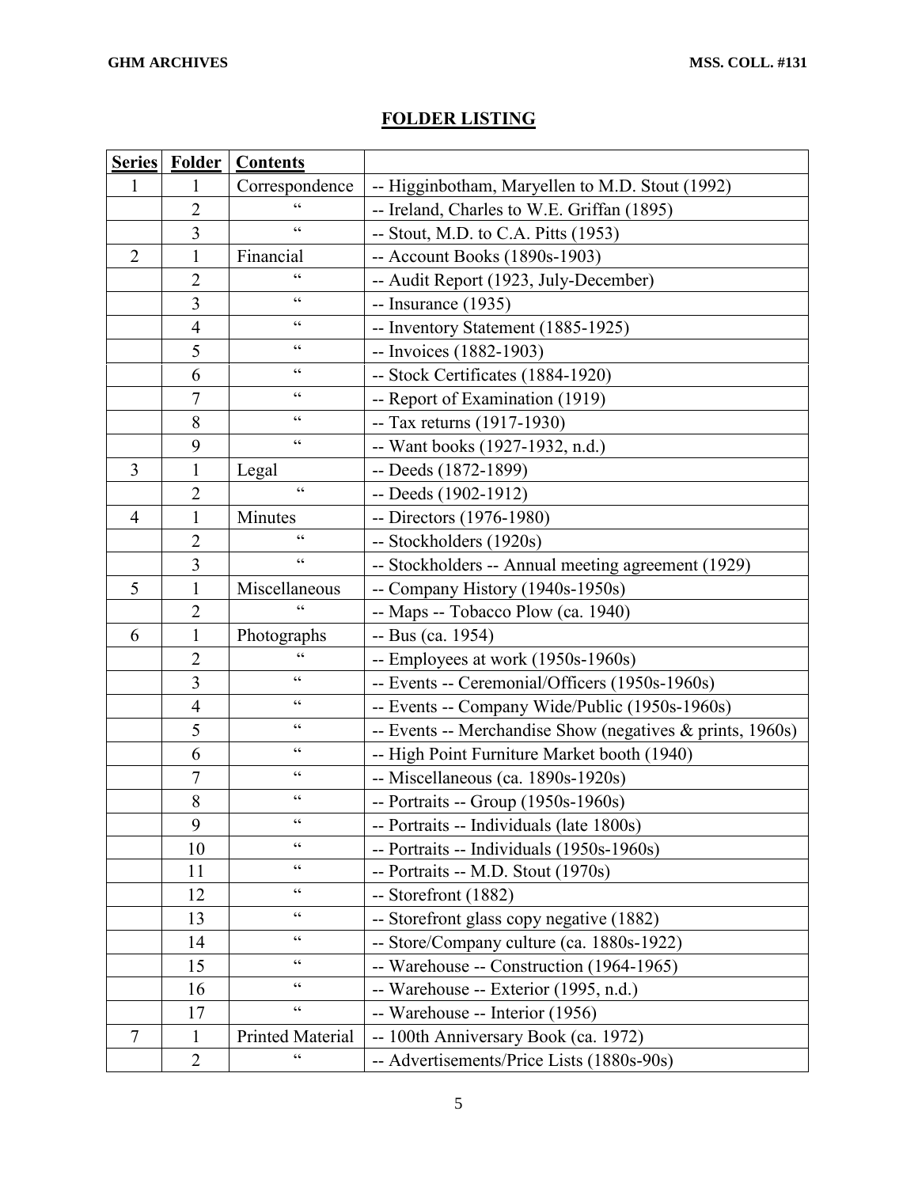## FOLDER LISTING

| Series | Folder | Contents | |
|---|---|---|---|
| 1 | 1 | Correspondence | -- Higginbotham, Maryellen to M.D. Stout (1992) |
| | 2 | " | -- Ireland, Charles to W.E. Griffan (1895) |
| | 3 | " | -- Stout, M.D. to C.A. Pitts (1953) |
| 2 | 1 | Financial | -- Account Books (1890s-1903) |
| | 2 | " | -- Audit Report (1923, July-December) |
| | 3 | " | -- Insurance (1935) |
| | 4 | " | -- Inventory Statement (1885-1925) |
| | 5 | " | -- Invoices (1882-1903) |
| | 6 | " | -- Stock Certificates (1884-1920) |
| | 7 | " | -- Report of Examination (1919) |
| | 8 | " | -- Tax returns (1917-1930) |
| | 9 | " | -- Want books (1927-1932, n.d.) |
| 3 | 1 | Legal | -- Deeds (1872-1899) |
| | 2 | " | -- Deeds (1902-1912) |
| 4 | 1 | Minutes | -- Directors (1976-1980) |
| | 2 | " | -- Stockholders (1920s) |
| | 3 | " | -- Stockholders -- Annual meeting agreement (1929) |
| 5 | 1 | Miscellaneous | -- Company History (1940s-1950s) |
| | 2 | " | -- Maps -- Tobacco Plow (ca. 1940) |
| 6 | 1 | Photographs | -- Bus (ca. 1954) |
| | 2 | " | -- Employees at work (1950s-1960s) |
| | 3 | " | -- Events -- Ceremonial/Officers (1950s-1960s) |
| | 4 | " | -- Events -- Company Wide/Public (1950s-1960s) |
| | 5 | " | -- Events -- Merchandise Show (negatives & prints, 1960s) |
| | 6 | " | -- High Point Furniture Market booth (1940) |
| | 7 | " | -- Miscellaneous (ca. 1890s-1920s) |
| | 8 | " | -- Portraits -- Group (1950s-1960s) |
| | 9 | " | -- Portraits -- Individuals (late 1800s) |
| | 10 | " | -- Portraits -- Individuals (1950s-1960s) |
| | 11 | " | -- Portraits -- M.D. Stout (1970s) |
| | 12 | " | -- Storefront (1882) |
| | 13 | " | -- Storefront glass copy negative (1882) |
| | 14 | " | -- Store/Company culture (ca. 1880s-1922) |
| | 15 | " | -- Warehouse -- Construction (1964-1965) |
| | 16 | " | -- Warehouse -- Exterior (1995, n.d.) |
| | 17 | " | -- Warehouse -- Interior (1956) |
| 7 | 1 | Printed Material | -- 100th Anniversary Book (ca. 1972) |
| | 2 | " | -- Advertisements/Price Lists (1880s-90s) |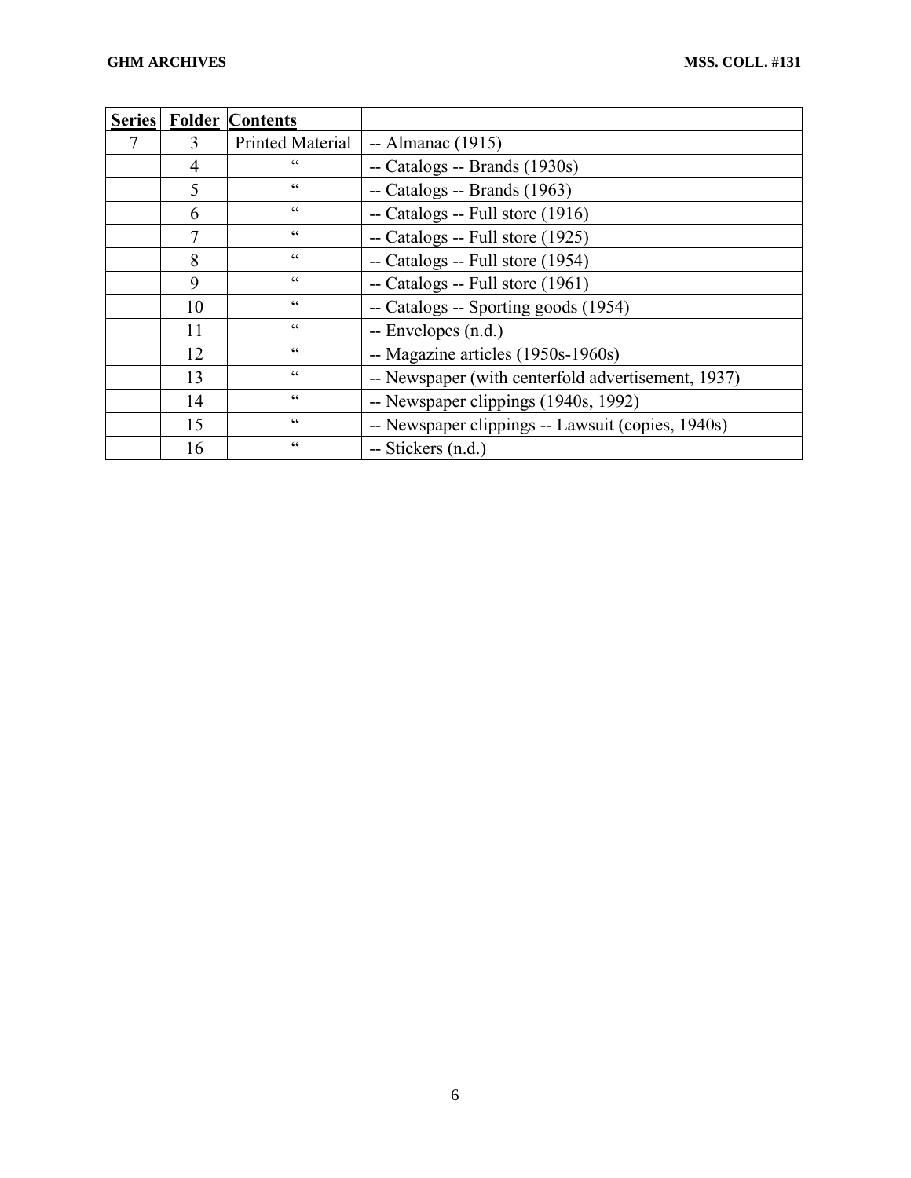| Series | Folder | Contents | |
|---|---|---|---|
| 7 | 3 | Printed Material | -- Almanac (1915) |
| | 4 | " | -- Catalogs -- Brands (1930s) |
| | 5 | " | -- Catalogs -- Brands (1963) |
| | 6 | " | -- Catalogs -- Full store (1916) |
| | 7 | " | -- Catalogs -- Full store (1925) |
| | 8 | " | -- Catalogs -- Full store (1954) |
| | 9 | " | -- Catalogs -- Full store (1961) |
| | 10 | " | -- Catalogs -- Sporting goods (1954) |
| | 11 | " | -- Envelopes (n.d.) |
| | 12 | " | -- Magazine articles (1950s-1960s) |
| | 13 | " | -- Newspaper (with centerfold advertisement, 1937) |
| | 14 | " | -- Newspaper clippings (1940s, 1992) |
| | 15 | " | -- Newspaper clippings -- Lawsuit (copies, 1940s) |
| | 16 | " | -- Stickers (n.d.) |